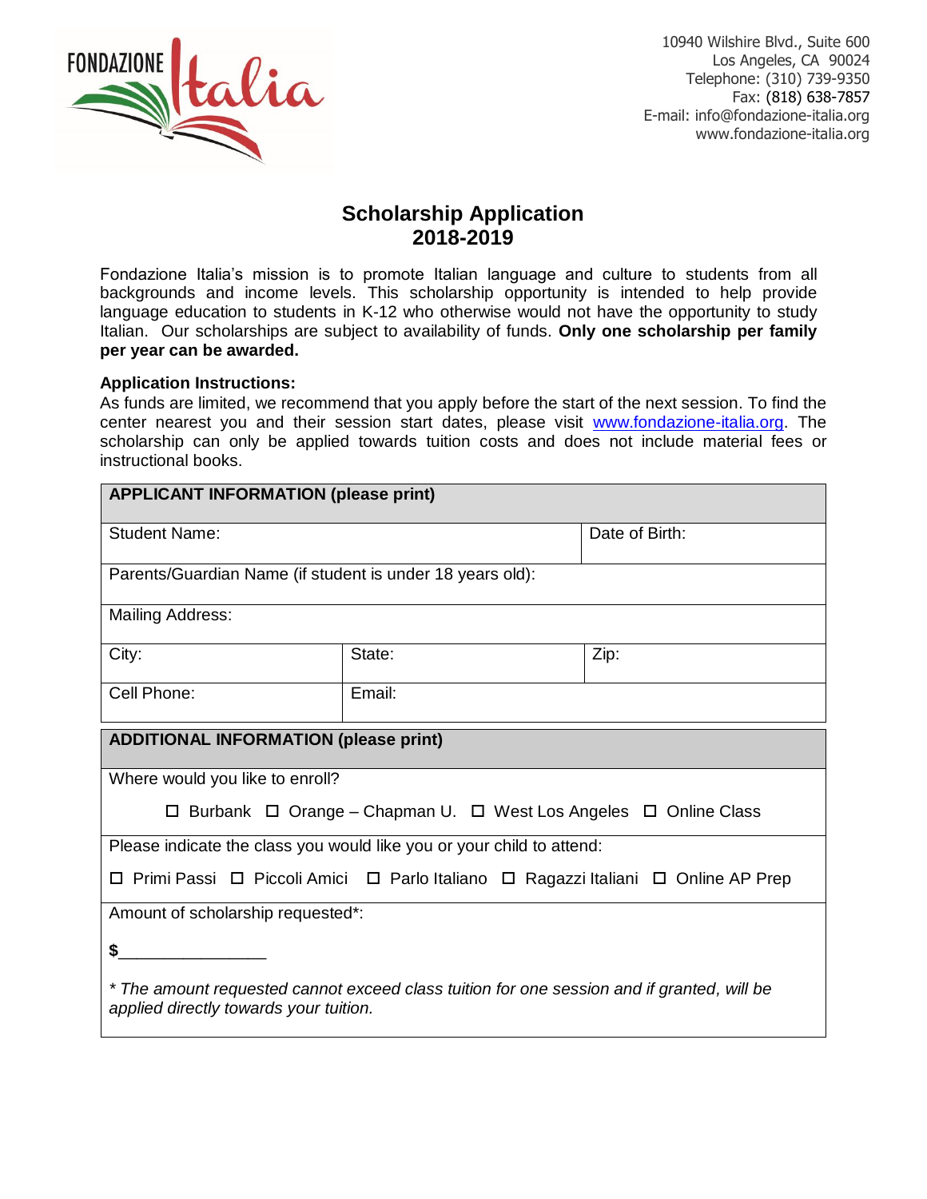FONDAZIONE Italia

10940 Wilshire Blvd., Suite 600
Los Angeles, CA 90024
Telephone: (310) 739-9350
Fax: (818) 638-7857
E-mail: info@fondazione-italia.org
www.fondazione-italia.org

# Scholarship Application
# 2018-2019

Fondazione Italia's mission is to promote Italian language and culture to students from all backgrounds and income levels. This scholarship opportunity is intended to help provide language education to students in K-12 who otherwise would not have the opportunity to study Italian. Our scholarships are subject to availability of funds. **Only one scholarship per family per year can be awarded.**

**Application Instructions:**
As funds are limited, we recommend that you apply before the start of the next session. To find the center nearest you and their session start dates, please visit www.fondazione-italia.org. The scholarship can only be applied towards tuition costs and does not include material fees or instructional books.

| **APPLICANT INFORMATION (please print)** | | |
|---|---|---|
| Student Name: | | Date of Birth: |
| Parents/Guardian Name (if student is under 18 years old): | | |
| Mailing Address: | | |
| City: | State: | Zip: |
| Cell Phone: | Email: | |

| **ADDITIONAL INFORMATION (please print)** |
|---|
| Where would you like to enroll?<br>☐ Burbank ☐ Orange – Chapman U. ☐ West Los Angeles ☐ Online Class |
| Please indicate the class you would like you or your child to attend:<br>☐ Primi Passi ☐ Piccoli Amici ☐ Parlo Italiano ☐ Ragazzi Italiani ☐ Online AP Prep |
| Amount of scholarship requested*:<br>**$**________________<br>*\* The amount requested cannot exceed class tuition for one session and if granted, will be applied directly towards your tuition.* |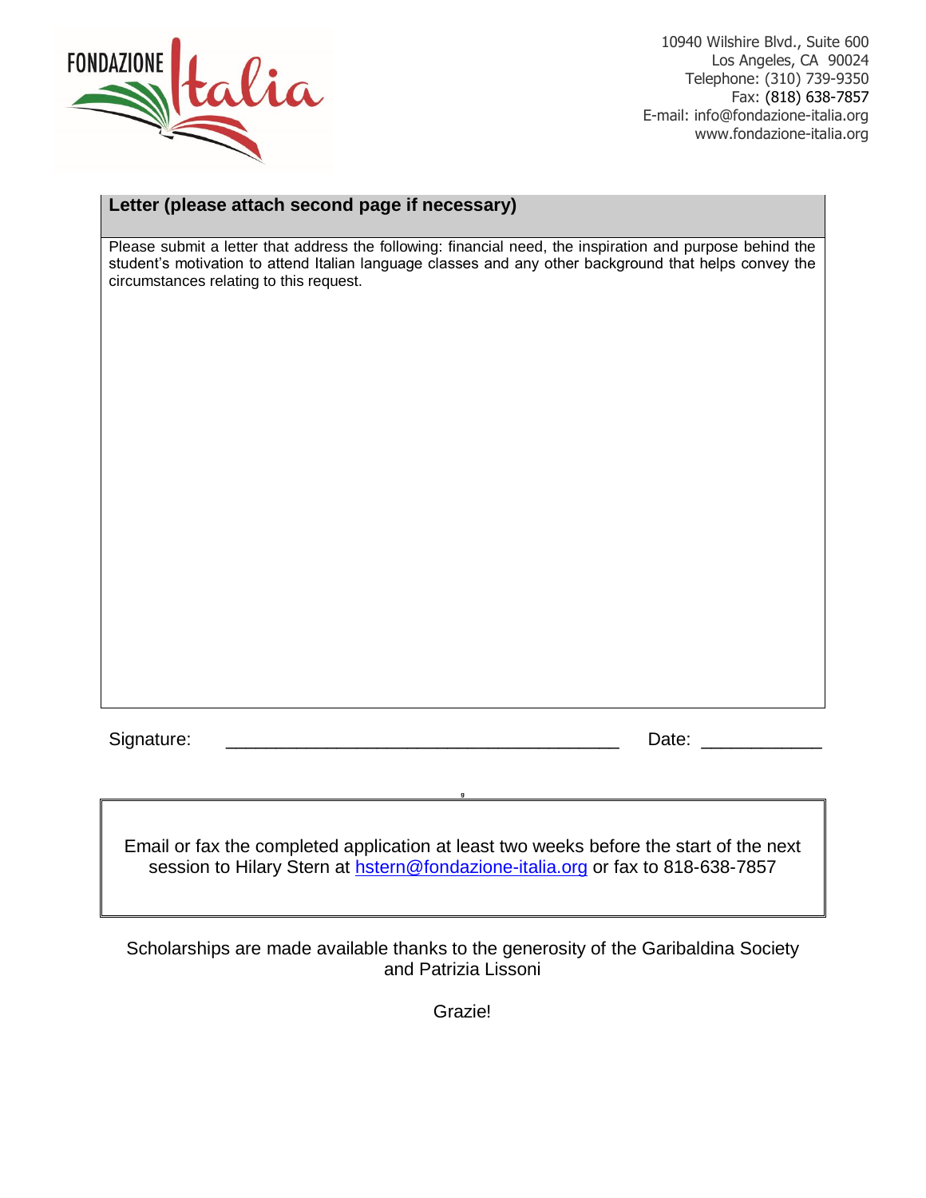FONDAZIONE Italia

10940 Wilshire Blvd., Suite 600
Los Angeles, CA 90024
Telephone: (310) 739-9350
Fax: (818) 638-7857
E-mail: info@fondazione-italia.org
www.fondazione-italia.org

## Letter (please attach second page if necessary)

Please submit a letter that address the following: financial need, the inspiration and purpose behind the student's motivation to attend Italian language classes and any other background that helps convey the circumstances relating to this request.

Signature: \_\_\_\_\_\_\_\_\_\_\_\_\_\_\_\_\_\_\_\_\_\_\_\_\_\_\_\_\_\_\_\_\_\_\_\_\_\_\_\_ Date: \_\_\_\_\_\_\_\_\_\_\_\_

Email or fax the completed application at least two weeks before the start of the next session to Hilary Stern at hstern@fondazione-italia.org or fax to 818-638-7857

Scholarships are made available thanks to the generosity of the Garibaldina Society and Patrizia Lissoni

Grazie!